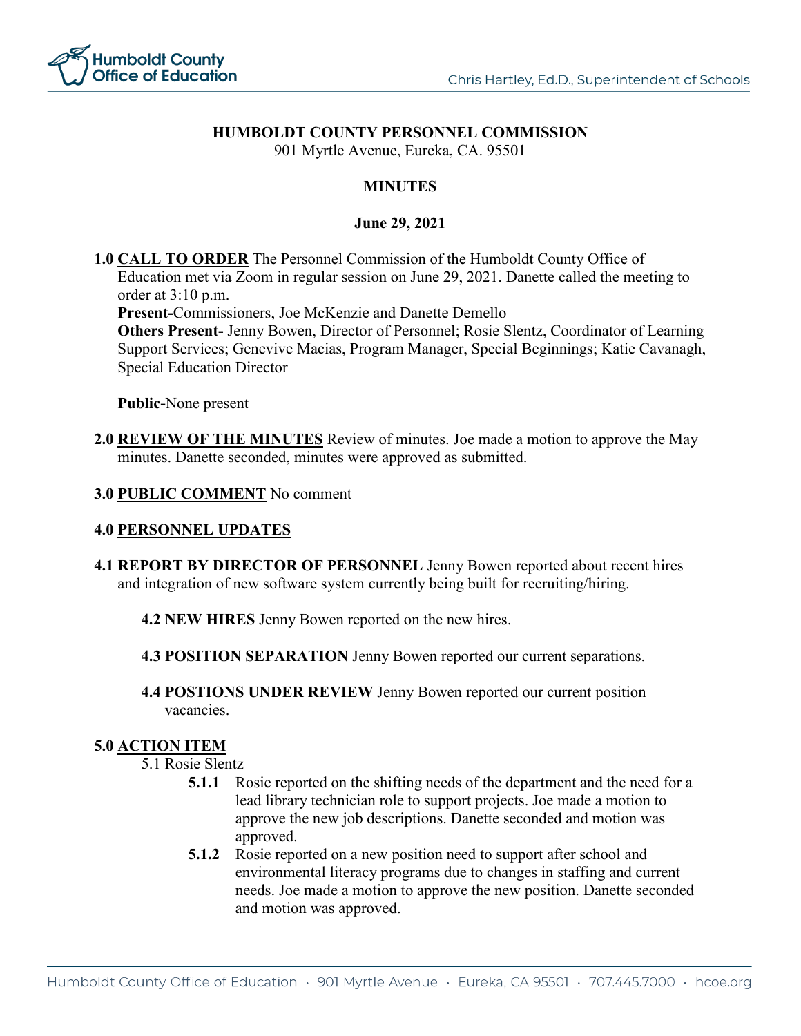# HUMBOLDT COUNTY PERSONNEL COMMISSION

901 Myrtle Avenue, Eureka, CA. 95501

## MINUTES

**June 29, 2021**

**1.0 CALL TO ORDER** The Personnel Commission of the Humboldt County Office of Education met via Zoom in regular session on June 29, 2021. Danette called the meeting to order at 3:10 p.m.

**Present-**Commissioners, Joe McKenzie and Danette Demello

**Others Present-** Jenny Bowen, Director of Personnel; Rosie Slentz, Coordinator of Learning Support Services; Genevive Macias, Program Manager, Special Beginnings; Katie Cavanagh, Special Education Director

**Public-**None present

**2.0 REVIEW OF THE MINUTES** Review of minutes. Joe made a motion to approve the May minutes. Danette seconded, minutes were approved as submitted.

**3.0 PUBLIC COMMENT** No comment

**4.0 PERSONNEL UPDATES**

**4.1 REPORT BY DIRECTOR OF PERSONNEL** Jenny Bowen reported about recent hires and integration of new software system currently being built for recruiting/hiring.

**4.2 NEW HIRES** Jenny Bowen reported on the new hires.

**4.3 POSITION SEPARATION** Jenny Bowen reported our current separations.

**4.4 POSTIONS UNDER REVIEW** Jenny Bowen reported our current position vacancies.

**5.0 ACTION ITEM**

5.1 Rosie Slentz

- **5.1.1** Rosie reported on the shifting needs of the department and the need for a lead library technician role to support projects. Joe made a motion to approve the new job descriptions. Danette seconded and motion was approved.
- **5.1.2** Rosie reported on a new position need to support after school and environmental literacy programs due to changes in staffing and current needs. Joe made a motion to approve the new position. Danette seconded and motion was approved.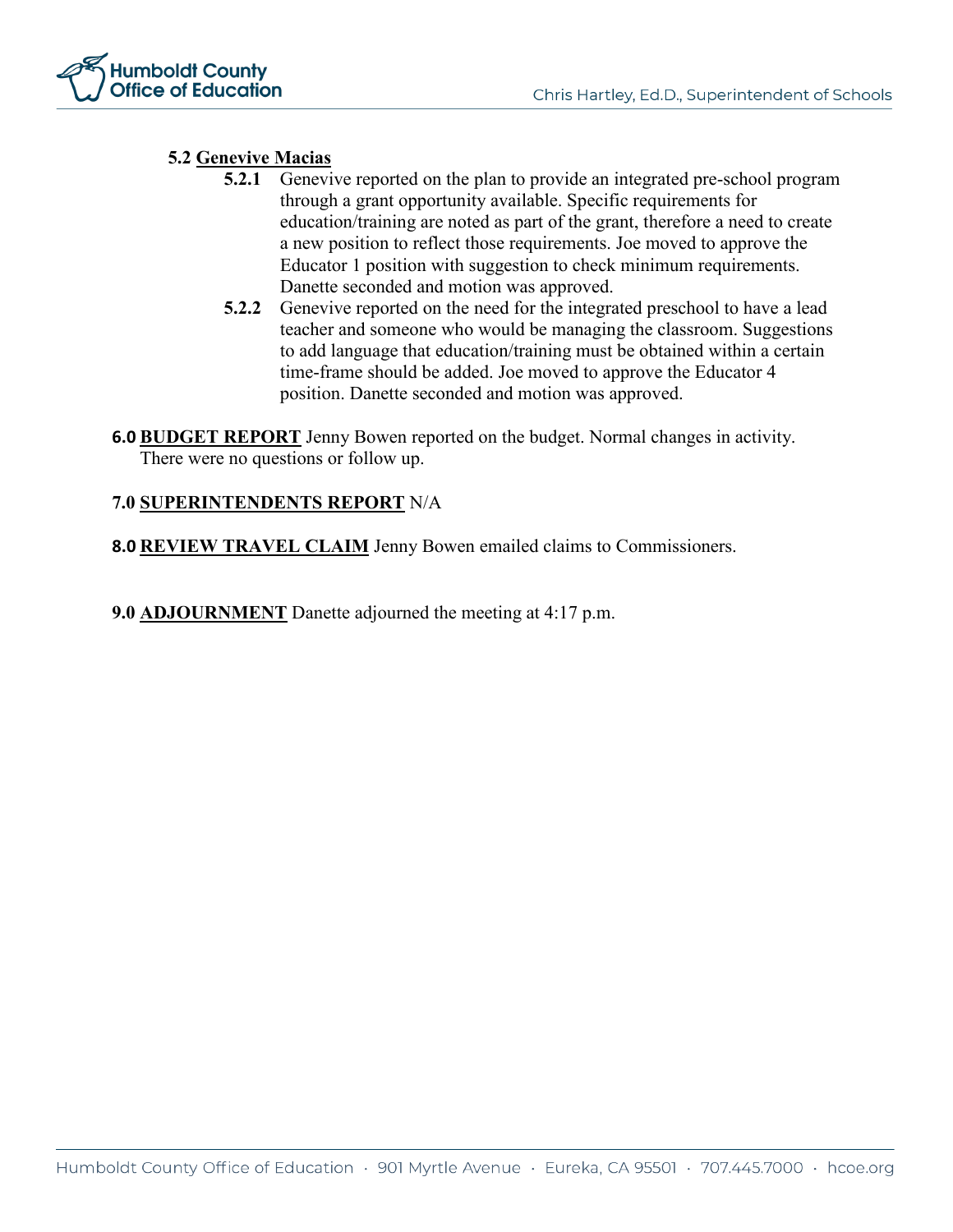**5.2 Genevive Macias**

- **5.2.1** Genevive reported on the plan to provide an integrated pre-school program through a grant opportunity available. Specific requirements for education/training are noted as part of the grant, therefore a need to create a new position to reflect those requirements. Joe moved to approve the Educator 1 position with suggestion to check minimum requirements. Danette seconded and motion was approved.
- **5.2.2** Genevive reported on the need for the integrated preschool to have a lead teacher and someone who would be managing the classroom. Suggestions to add language that education/training must be obtained within a certain time-frame should be added. Joe moved to approve the Educator 4 position. Danette seconded and motion was approved.

**6.0 BUDGET REPORT** Jenny Bowen reported on the budget. Normal changes in activity. There were no questions or follow up.

**7.0 SUPERINTENDENTS REPORT** N/A

**8.0 REVIEW TRAVEL CLAIM** Jenny Bowen emailed claims to Commissioners.

**9.0 ADJOURNMENT** Danette adjourned the meeting at 4:17 p.m.